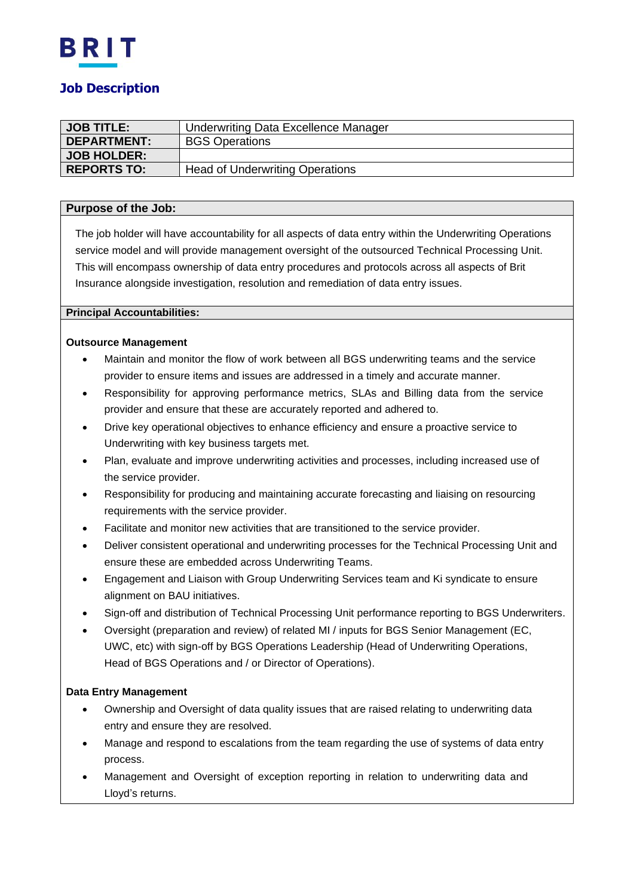BRIT

# Job Description

| JOB TITLE: | Underwriting Data Excellence Manager |
|---|---|
| DEPARTMENT: | BGS Operations |
| JOB HOLDER: | |
| REPORTS TO: | Head of Underwriting Operations |

## Purpose of the Job:

The job holder will have accountability for all aspects of data entry within the Underwriting Operations service model and will provide management oversight of the outsourced Technical Processing Unit. This will encompass ownership of data entry procedures and protocols across all aspects of Brit Insurance alongside investigation, resolution and remediation of data entry issues.

## Principal Accountabilities:

**Outsource Management**

- Maintain and monitor the flow of work between all BGS underwriting teams and the service provider to ensure items and issues are addressed in a timely and accurate manner.
- Responsibility for approving performance metrics, SLAs and Billing data from the service provider and ensure that these are accurately reported and adhered to.
- Drive key operational objectives to enhance efficiency and ensure a proactive service to Underwriting with key business targets met.
- Plan, evaluate and improve underwriting activities and processes, including increased use of the service provider.
- Responsibility for producing and maintaining accurate forecasting and liaising on resourcing requirements with the service provider.
- Facilitate and monitor new activities that are transitioned to the service provider.
- Deliver consistent operational and underwriting processes for the Technical Processing Unit and ensure these are embedded across Underwriting Teams.
- Engagement and Liaison with Group Underwriting Services team and Ki syndicate to ensure alignment on BAU initiatives.
- Sign-off and distribution of Technical Processing Unit performance reporting to BGS Underwriters.
- Oversight (preparation and review) of related MI / inputs for BGS Senior Management (EC, UWC, etc) with sign-off by BGS Operations Leadership (Head of Underwriting Operations, Head of BGS Operations and / or Director of Operations).

**Data Entry Management**

- Ownership and Oversight of data quality issues that are raised relating to underwriting data entry and ensure they are resolved.
- Manage and respond to escalations from the team regarding the use of systems of data entry process.
- Management and Oversight of exception reporting in relation to underwriting data and Lloyd's returns.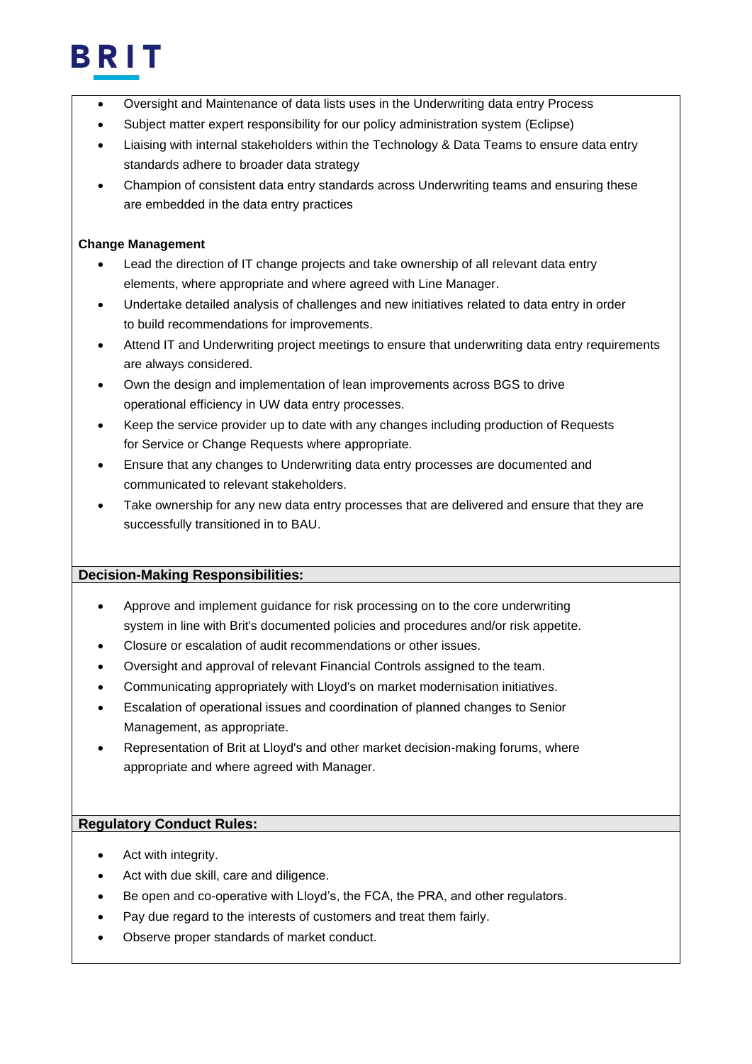- Oversight and Maintenance of data lists uses in the Underwriting data entry Process
- Subject matter expert responsibility for our policy administration system (Eclipse)
- Liaising with internal stakeholders within the Technology & Data Teams to ensure data entry standards adhere to broader data strategy
- Champion of consistent data entry standards across Underwriting teams and ensuring these are embedded in the data entry practices

**Change Management**

- Lead the direction of IT change projects and take ownership of all relevant data entry elements, where appropriate and where agreed with Line Manager.
- Undertake detailed analysis of challenges and new initiatives related to data entry in order to build recommendations for improvements.
- Attend IT and Underwriting project meetings to ensure that underwriting data entry requirements are always considered.
- Own the design and implementation of lean improvements across BGS to drive operational efficiency in UW data entry processes.
- Keep the service provider up to date with any changes including production of Requests for Service or Change Requests where appropriate.
- Ensure that any changes to Underwriting data entry processes are documented and communicated to relevant stakeholders.
- Take ownership for any new data entry processes that are delivered and ensure that they are successfully transitioned in to BAU.

**Decision-Making Responsibilities:**

- Approve and implement guidance for risk processing on to the core underwriting system in line with Brit's documented policies and procedures and/or risk appetite.
- Closure or escalation of audit recommendations or other issues.
- Oversight and approval of relevant Financial Controls assigned to the team.
- Communicating appropriately with Lloyd's on market modernisation initiatives.
- Escalation of operational issues and coordination of planned changes to Senior Management, as appropriate.
- Representation of Brit at Lloyd's and other market decision-making forums, where appropriate and where agreed with Manager.

**Regulatory Conduct Rules:**

- Act with integrity.
- Act with due skill, care and diligence.
- Be open and co-operative with Lloyd's, the FCA, the PRA, and other regulators.
- Pay due regard to the interests of customers and treat them fairly.
- Observe proper standards of market conduct.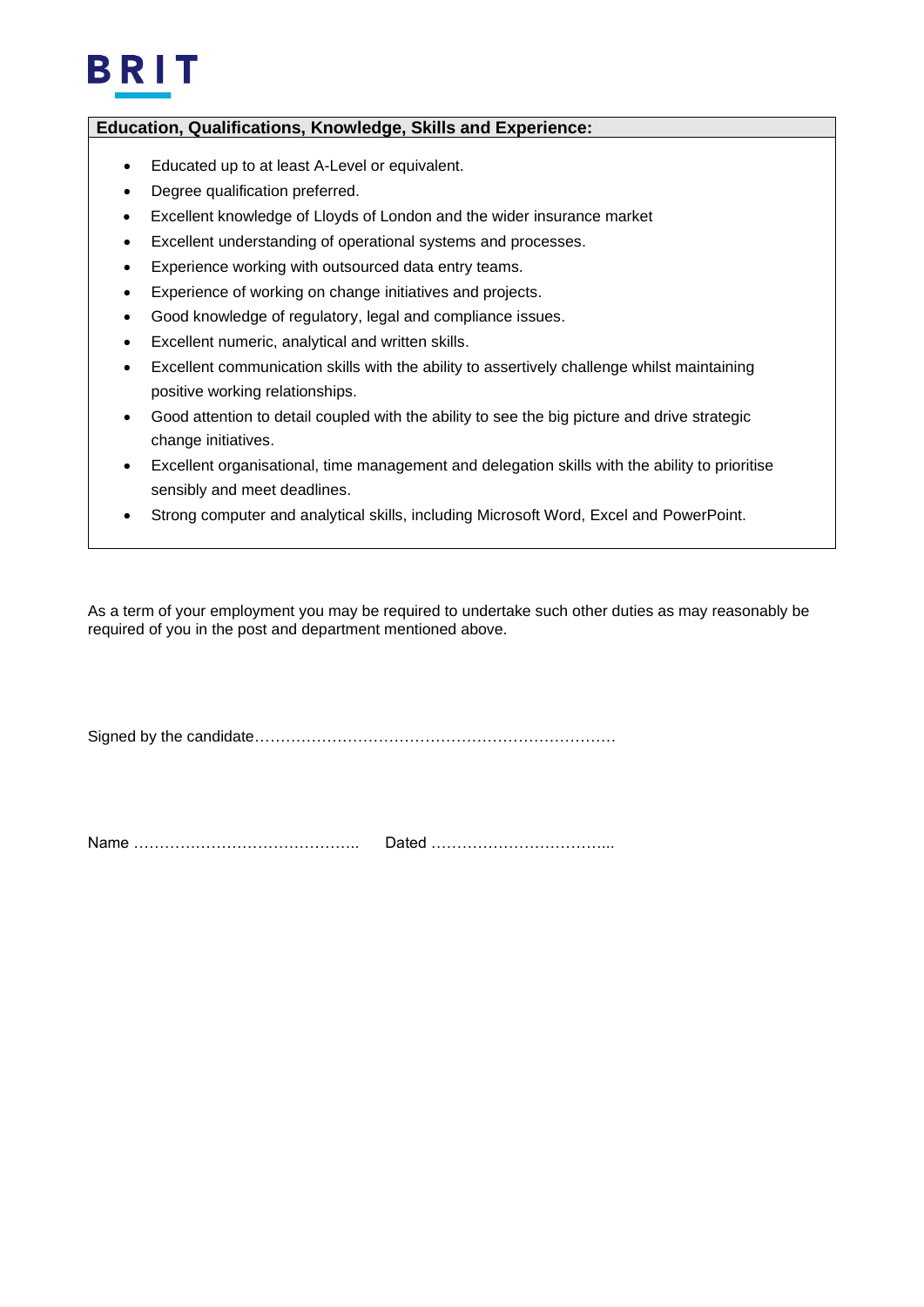**BRIT**

## Education, Qualifications, Knowledge, Skills and Experience:

- Educated up to at least A-Level or equivalent.
- Degree qualification preferred.
- Excellent knowledge of Lloyds of London and the wider insurance market
- Excellent understanding of operational systems and processes.
- Experience working with outsourced data entry teams.
- Experience of working on change initiatives and projects.
- Good knowledge of regulatory, legal and compliance issues.
- Excellent numeric, analytical and written skills.
- Excellent communication skills with the ability to assertively challenge whilst maintaining positive working relationships.
- Good attention to detail coupled with the ability to see the big picture and drive strategic change initiatives.
- Excellent organisational, time management and delegation skills with the ability to prioritise sensibly and meet deadlines.
- Strong computer and analytical skills, including Microsoft Word, Excel and PowerPoint.

As a term of your employment you may be required to undertake such other duties as may reasonably be required of you in the post and department mentioned above.

Signed by the candidate……………………………………………………………

Name …………………………………….. Dated ……………………………...